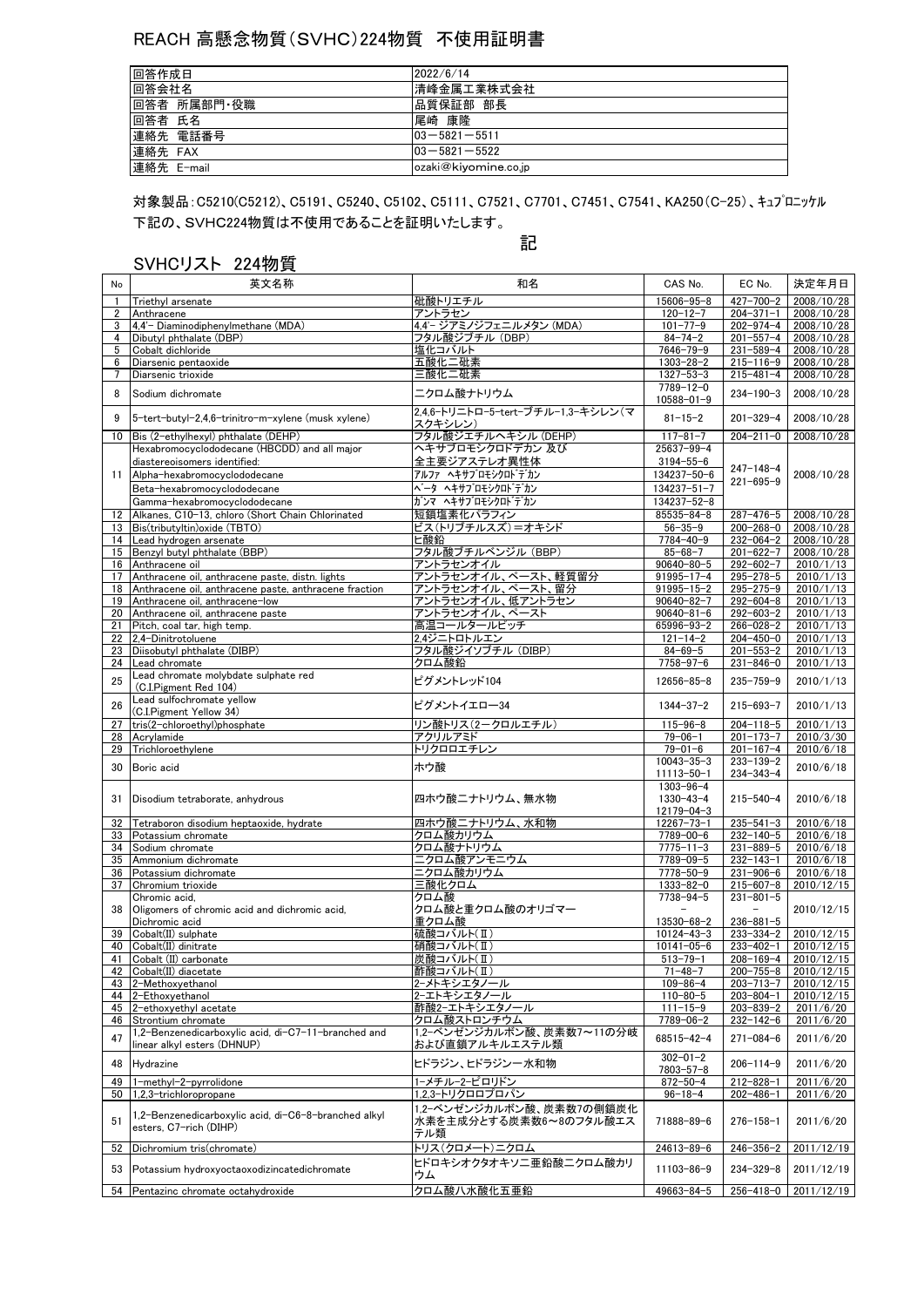# REACH 高懸念物質（SVHC）224物質　不使用証明書

| | |
|---|---|
| 回答作成日 | 2022/6/14 |
| 回答会社名 | 清峰金属工業株式会社 |
| 回答者　所属部門・役職 | 品質保証部　部長 |
| 回答者　氏名 | 尾崎　康隆 |
| 連絡先　電話番号 | 03－5821－5511 |
| 連絡先　FAX | 03－5821－5522 |
| 連絡先　E-mail | ozaki@kiyomine.co.jp |

対象製品：C5210(C5212)、C5191、C5240、C5102、C5111、C7521、C7701、C7451、C7541、KA250(C-25)、ｷｭﾌﾟﾛﾆｯｹﾙ
下記の、SVHC224物質は不使用であることを証明いたします。

記

## SVHCリスト　224物質

| No | 英文名称 | 和名 | CAS No. | EC No. | 決定年月日 |
|---|---|---|---|---|---|
| 1 | Triethyl arsenate | 砒酸トリエチル | 15606-95-8 | 427-700-2 | 2008/10/28 |
| 2 | Anthracene | アントラセン | 120-12-7 | 204-371-1 | 2008/10/28 |
| 3 | 4,4'- Diaminodiphenylmethane (MDA) | 4,4'- ジアミノジフェニルメタン (MDA) | 101-77-9 | 202-974-4 | 2008/10/28 |
| 4 | Dibutyl phthalate (DBP) | フタル酸ジブチル (DBP) | 84-74-2 | 201-557-4 | 2008/10/28 |
| 5 | Cobalt dichloride | 塩化コバルト | 7646-79-9 | 231-589-4 | 2008/10/28 |
| 6 | Diarsenic pentaoxide | 五酸化二砒素 | 1303-28-2 | 215-116-9 | 2008/10/28 |
| 7 | Diarsenic trioxide | 三酸化二砒素 | 1327-53-3 | 215-481-4 | 2008/10/28 |
| 8 | Sodium dichromate | ニクロム酸ナトリウム | 7789-12-0<br>10588-01-9 | 234-190-3 | 2008/10/28 |
| 9 | 5-tert-butyl-2,4,6-trinitro-m-xylene (musk xylene) | 2,4,6-トリニトロ-5-tert-ブチル-1,3-キシレン(マスクキシレン) | 81-15-2 | 201-329-4 | 2008/10/28 |
| 10 | Bis (2-ethylhexyl) phthalate (DEHP) | フタル酸ジエチルヘキシル (DEHP) | 117-81-7 | 204-211-0 | 2008/10/28 |
| 11 | Hexabromocyclododecane (HBCDD) and all major diastereoisomers identified:<br>Alpha-hexabromocyclododecane<br>Beta-hexabromocyclododecane<br>Gamma-hexabromocyclododecane | ヘキサブロモシクロドデカン 及び全主要ジアステレオ異性体<br>ｱﾙﾌｧ ﾍｷｻﾌﾞﾛﾓｼｸﾛﾄﾞﾃﾞｶﾝ<br>ﾍﾞｰﾀ ﾍｷｻﾌﾞﾛﾓｼｸﾛﾄﾞﾃﾞｶﾝ<br>ｶﾞﾝﾏ ﾍｷｻﾌﾞﾛﾓｼｸﾛﾄﾞﾃﾞｶﾝ | 25637-99-4<br>3194-55-6<br>134237-50-6<br>134237-51-7<br>134237-52-8 | 247-148-4<br>221-695-9 | 2008/10/28 |
| 12 | Alkanes, C10-13, chloro (Short Chain Chlorinated | 短鎖塩素化パラフィン | 85535-84-8 | 287-476-5 | 2008/10/28 |
| 13 | Bis(tributyltin)oxide (TBTO) | ビス(トリブチルスズ)＝オキシド | 56-35-9 | 200-268-0 | 2008/10/28 |
| 14 | Lead hydrogen arsenate | 匕酸鉛 | 7784-40-9 | 232-064-2 | 2008/10/28 |
| 15 | Benzyl butyl phthalate (BBP) | フタル酸ブチルベンジル (BBP) | 85-68-7 | 201-622-7 | 2008/10/28 |
| 16 | Anthracene oil | アントラセンオイル | 90640-80-5 | 292-602-7 | 2010/1/13 |
| 17 | Anthracene oil, anthracene paste, distn. lights | アントラセンオイル、ペースト、軽質留分 | 91995-17-4 | 295-278-5 | 2010/1/13 |
| 18 | Anthracene oil, anthracene paste, anthracene fraction | アントラセンオイル、ペースト、留分 | 91995-15-2 | 295-275-9 | 2010/1/13 |
| 19 | Anthracene oil, anthracene-low | アントラセンオイル、低アントラセン | 90640-82-7 | 292-604-8 | 2010/1/13 |
| 20 | Anthracene oil, anthracene paste | アントラセンオイル、ペースト | 90640-81-6 | 292-603-2 | 2010/1/13 |
| 21 | Pitch, coal tar, high temp. | 高温コールタールピッチ | 65996-93-2 | 266-028-2 | 2010/1/13 |
| 22 | 2,4-Dinitrotoluene | 2,4ジニトロトルエン | 121-14-2 | 204-450-0 | 2010/1/13 |
| 23 | Diisobutyl phthalate (DIBP) | フタル酸ジイソブチル (DIBP) | 84-69-5 | 201-553-2 | 2010/1/13 |
| 24 | Lead chromate | クロム酸鉛 | 7758-97-6 | 231-846-0 | 2010/1/13 |
| 25 | Lead chromate molybdate sulphate red (C.I.Pigment Red 104) | ピグメントレッド104 | 12656-85-8 | 235-759-9 | 2010/1/13 |
| 26 | Lead sulfochromate yellow (C.I.Pigment Yellow 34) | ピグメントイエロー34 | 1344-37-2 | 215-693-7 | 2010/1/13 |
| 27 | tris(2-chloroethyl)phosphate | リン酸トリス（2ークロルエチル） | 115-96-8 | 204-118-5 | 2010/1/13 |
| 28 | Acrylamide | アクリルアミド | 79-06-1 | 201-173-7 | 2010/3/30 |
| 29 | Trichloroethylene | トリクロロエチレン | 79-01-6 | 201-167-4 | 2010/6/18 |
| 30 | Boric acid | ホウ酸 | 10043-35-3<br>11113-50-1 | 233-139-2<br>234-343-4 | 2010/6/18 |
| 31 | Disodium tetraborate, anhydrous | 四ホウ酸ニナトリウム、無水物 | 1303-96-4<br>1330-43-4<br>12179-04-3 | 215-540-4 | 2010/6/18 |
| 32 | Tetraboron disodium heptaoxide, hydrate | 四ホウ酸ニナトリウム、水和物 | 12267-73-1 | 235-541-3 | 2010/6/18 |
| 33 | Potassium chromate | クロム酸カリウム | 7789-00-6 | 232-140-5 | 2010/6/18 |
| 34 | Sodium chromate | クロム酸ナトリウム | 7775-11-3 | 231-889-5 | 2010/6/18 |
| 35 | Ammonium dichromate | ニクロム酸アンモニウム | 7789-09-5 | 232-143-1 | 2010/6/18 |
| 36 | Potassium dichromate | ニクロム酸カリウム | 7778-50-9 | 231-906-6 | 2010/6/18 |
| 37 | Chromium trioxide | 三酸化クロム | 1333-82-0 | 215-607-8 | 2010/12/15 |
| 38 | Chromic acid,<br>Oligomers of chromic acid and dichromic acid,<br>Dichromic acid | クロム酸<br>クロム酸と重クロム酸のオリゴマー<br>重クロム酸 | 7738-94-5<br>－<br>13530-68-2 | 231-801-5<br>－<br>236-881-5 | 2010/12/15 |
| 39 | Cobalt(II) sulphate | 硫酸コバルト(Ⅱ) | 10124-43-3 | 233-334-2 | 2010/12/15 |
| 40 | Cobalt(II) dinitrate | 硝酸コバルト(Ⅱ) | 10141-05-6 | 233-402-1 | 2010/12/15 |
| 41 | Cobalt (II) carbonate | 炭酸コバルト(Ⅱ) | 513-79-1 | 208-169-4 | 2010/12/15 |
| 42 | Cobalt(II) diacetate | 酢酸コバルト(Ⅱ) | 71-48-7 | 200-755-8 | 2010/12/15 |
| 43 | 2-Methoxyethanol | 2-メトキシエタノール | 109-86-4 | 203-713-7 | 2010/12/15 |
| 44 | 2-Ethoxyethanol | 2-エトキシエタノール | 110-80-5 | 203-804-1 | 2010/12/15 |
| 45 | 2-ethoxyethyl acetate | 酢酸2-エトキシエタノール | 111-15-9 | 203-839-2 | 2011/6/20 |
| 46 | Strontium chromate | クロム酸ストロンチウム | 7789-06-2 | 232-142-6 | 2011/6/20 |
| 47 | 1,2-Benzenedicarboxylic acid, di-C7-11-branched and linear alkyl esters (DHNUP) | 1,2-ベンゼンジカルボン酸、炭素数7～11の分岐および直鎖アルキルエステル類 | 68515-42-4 | 271-084-6 | 2011/6/20 |
| 48 | Hydrazine | ヒドラジン、ヒドラジン一水和物 | 302-01-2<br>7803-57-8 | 206-114-9 | 2011/6/20 |
| 49 | 1-methyl-2-pyrrolidone | 1-メチル-2-ピロリドン | 872-50-4 | 212-828-1 | 2011/6/20 |
| 50 | 1,2,3-trichloropropane | 1,2,3-トリクロロプロパン | 96-18-4 | 202-486-1 | 2011/6/20 |
| 51 | 1,2-Benzenedicarboxylic acid, di-C6-8-branched alkyl esters, C7-rich (DIHP) | 1,2-ベンゼンジカルボン酸、炭素数7の側鎖炭化水素を主成分とする炭素数6～8のフタル酸エステル類 | 71888-89-6 | 276-158-1 | 2011/6/20 |
| 52 | Dichromium tris(chromate) | トリス(クロメート)ニクロム | 24613-89-6 | 246-356-2 | 2011/12/19 |
| 53 | Potassium hydroxyoctaoxodizincatedichromate | ヒドロキシオクタオキソ二亜鉛酸二クロム酸カリウム | 11103-86-9 | 234-329-8 | 2011/12/19 |
| 54 | Pentazinc chromate octahydroxide | クロム酸八水酸化五亜鉛 | 49663-84-5 | 256-418-0 | 2011/12/19 |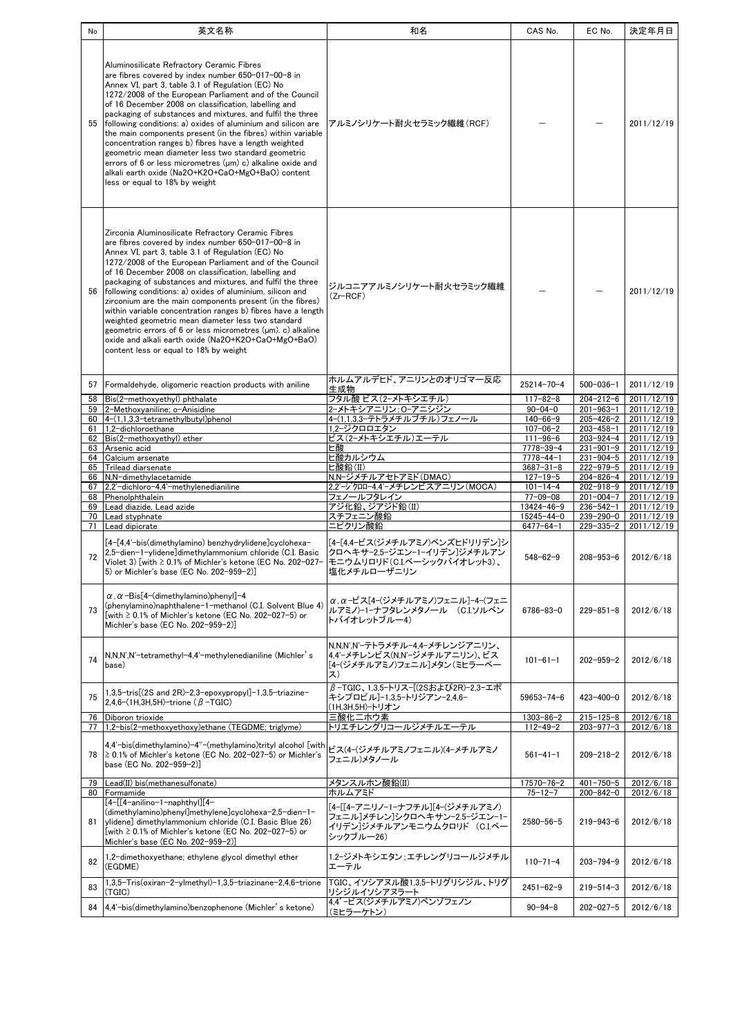| No | 英文名称 | 和名 | CAS No. | EC No. | 決定年月日 |
|---|---|---|---|---|---|
| 55 | Aluminosilicate Refractory Ceramic Fibres are fibres covered by index number 650-017-00-8 in Annex VI, part 3, table 3.1 of Regulation (EC) No 1272/2008 of the European Parliament and of the Council of 16 December 2008 on classification, labelling and packaging of substances and mixtures, and fulfil the three following conditions: a) oxides of aluminium and silicon are the main components present (in the fibres) within variable concentration ranges b) fibres have a length weighted geometric mean diameter less two standard geometric errors of 6 or less micrometres (μm) c) alkaline oxide and alkali earth oxide (Na2O+K2O+CaO+MgO+BaO) content less or equal to 18% by weight | アルミノシリケート耐火セラミック繊維（RCF） | — | — | 2011/12/19 |
| 56 | Zirconia Aluminosilicate Refractory Ceramic Fibres are fibres covered by index number 650-017-00-8 in Annex VI, part 3, table 3.1 of Regulation (EC) No 1272/2008 of the European Parliament and of the Council of 16 December 2008 on classification, labelling and packaging of substances and mixtures, and fulfil the three following conditions: a) oxides of aluminium, silicon and zirconium are the main components present (in the fibres) within variable concentration ranges b) fibres have a length weighted geometric mean diameter less two standard geometric errors of 6 or less micrometres (μm). c) alkaline oxide and alkali earth oxide (Na2O+K2O+CaO+MgO+BaO) content less or equal to 18% by weight | ジルコニアアルミノシリケート耐火セラミック繊維（Zr-RCF） | — | — | 2011/12/19 |
| 57 | Formaldehyde, oligomeric reaction products with aniline | ホルムアルデヒド、アニリンとのオリゴマー反応生成物 | 25214-70-4 | 500-036-1 | 2011/12/19 |
| 58 | Bis(2-methoxyethyl) phthalate | フタル酸 ビス(2-メトキシエチル) | 117-82-8 | 204-212-6 | 2011/12/19 |
| 59 | 2-Methoxyaniline; o-Anisidine | 2-メトキシアニリン；O-アニシジン | 90-04-0 | 201-963-1 | 2011/12/19 |
| 60 | 4-(1,1,3,3-tetramethylbutyl)phenol | 4-(1,1,3,3-テトラメチルブチル)フェノール | 140-66-9 | 205-426-2 | 2011/12/19 |
| 61 | 1,2-dichloroethane | 1,2-ジクロロエタン | 107-06-2 | 203-458-1 | 2011/12/19 |
| 62 | Bis(2-methoxyethyl) ether | ビス(2-メトキシエチル)エーテル | 111-96-6 | 203-924-4 | 2011/12/19 |
| 63 | Arsenic acid | ヒ酸 | 7778-39-4 | 231-901-9 | 2011/12/19 |
| 64 | Calcium arsenate | ヒ酸カルシウム | 7778-44-1 | 231-904-5 | 2011/12/19 |
| 65 | Trilead diarsenate | ヒ酸鉛(II) | 3687-31-8 | 222-979-5 | 2011/12/19 |
| 66 | N,N-dimethylacetamide | N,N-ジメチルアセトアミド(DMAC) | 127-19-5 | 204-826-4 | 2011/12/19 |
| 67 | 2,2'-dichloro-4,4'-methylenedianiline | 2,2'-ジクロロ-4,4'-メチレンビスアニリン(MOCA) | 101-14-4 | 202-918-9 | 2011/12/19 |
| 68 | Phenolphthalein | フェノールフタレイン | 77-09-08 | 201-004-7 | 2011/12/19 |
| 69 | Lead diazide, Lead azide | アジ化鉛、ジアジド鉛(II) | 13424-46-9 | 236-542-1 | 2011/12/19 |
| 70 | Lead styphnate | スチフェニン酸鉛 | 15245-44-0 | 239-290-0 | 2011/12/19 |
| 71 | Lead dipicrate | ニピクリン酸鉛 | 6477-64-1 | 229-335-2 | 2011/12/19 |
| 72 | [4-[4,4'-bis(dimethylamino) benzhydrylidene]cyclohexa-2,5-dien-1-ylidene]dimethylammonium chloride (C.I. Basic Violet 3) [with ≥ 0.1% of Michler's ketone (EC No. 202-027-5) or Michler's base (EC No. 202-959-2)] | [4-[4,4-ビス(ジメチルアミノ)ベンズヒドリリデン]シクロヘキサ-2,5-ジエン-1-イリデン]ジメチルアンモニウムリロリド(C.I.ベーシックバイオレット3)、塩化メチルローザニリン | 548-62-9 | 208-953-6 | 2012/6/18 |
| 73 | α,α-Bis[4-(dimethylamino)phenyl]-4 (phenylamino)naphthalene-1-methanol (C.I. Solvent Blue 4) [with ≥ 0.1% of Michler's ketone (EC No. 202-027-5) or Michler's base (EC No. 202-959-2)] | α,α-ビス[4-(ジメチルアミノ)フェニル]-4-(フェニルアミノ)-1-ナフタレンメタノール　(C.I.ソルベントバイオレットブルー4) | 6786-83-0 | 229-851-8 | 2012/6/18 |
| 74 | N,N,N',N'-tetramethyl-4,4'-methylenedianiline (Michler's base) | N,N,N',N'-テトラメチル-4,4-メチレンジアニリン、4,4'-メチレンビス(N,N'-ジメチルアニリン)、ビス[4-(ジメチルアミノ)フェニル]メタン(ミヒラーベース) | 101-61-1 | 202-959-2 | 2012/6/18 |
| 75 | 1,3,5-tris[(2S and 2R)-2,3-epoxypropyl]-1,3,5-triazine-2,4,6-(1H,3H,5H)-trione (β-TGIC) | β-TGIC、1,3,5-トリス-[(2Sおよび2R)-2,3-エポキシプロピル]-1,3,5-トリジアン-2,4,6-(1H,3H,5H)-トリオン | 59653-74-6 | 423-400-0 | 2012/6/18 |
| 76 | Diboron trioxide | 三酸化二ホウ素 | 1303-86-2 | 215-125-8 | 2012/6/18 |
| 77 | 1,2-bis(2-methoxyethoxy)ethane (TEGDME; triglyme) | トリエチレングリコールジメチルエーテル | 112-49-2 | 203-977-3 | 2012/6/18 |
| 78 | 4,4'-bis(dimethylamino)-4''-(methylamino)trityl alcohol [with ≥ 0.1% of Michler's ketone (EC No. 202-027-5) or Michler's base (EC No. 202-959-2)] | ビス(4-(ジメチルアミノフェニル)(4-メチルアミノフェニル)メタノール | 561-41-1 | 209-218-2 | 2012/6/18 |
| 79 | Lead(II) bis(methanesulfonate) | メタンスルホン酸鉛(II) | 17570-76-2 | 401-750-5 | 2012/6/18 |
| 80 | Formamide | ホルムアミド | 75-12-7 | 200-842-0 | 2012/6/18 |
| 81 | [4-[[4-anilino-1-naphthyl][4-(dimethylamino)phenyl]methylene]cyclohexa-2,5-dien-1-ylidene] dimethylammonium chloride (C.I. Basic Blue 26) [with ≥ 0.1% of Michler's ketone (EC No. 202-027-5) or Michler's base (EC No. 202-959-2)] | [4-[[4-アニリノ-1-ナフチル][4-(ジメチルアミノ)フェニル]メチレン]シクロヘキサン-2,5-ジエン-1-イリデン]ジメチルアンモニウムクロリド　(C.I.ベーシックブルー26) | 2580-56-5 | 219-943-6 | 2012/6/18 |
| 82 | 1,2-dimethoxyethane; ethylene glycol dimethyl ether (EGDME) | 1,2-ジメトキシエタン；エチレングリコールジメチルエーテル | 110-71-4 | 203-794-9 | 2012/6/18 |
| 83 | 1,3,5-Tris(oxiran-2-ylmethyl)-1,3,5-triazinane-2,4,6-trione (TGIC) | TGIC、イソシアヌル酸1,3,5-トリグリシジル、トリグリシジルイソシアヌラート | 2451-62-9 | 219-514-3 | 2012/6/18 |
| 84 | 4,4'-bis(dimethylamino)benzophenone (Michler's ketone) | 4,4'-ビス(ジメチルアミノ)ベンゾフェノン(ミヒラーケトン) | 90-94-8 | 202-027-5 | 2012/6/18 |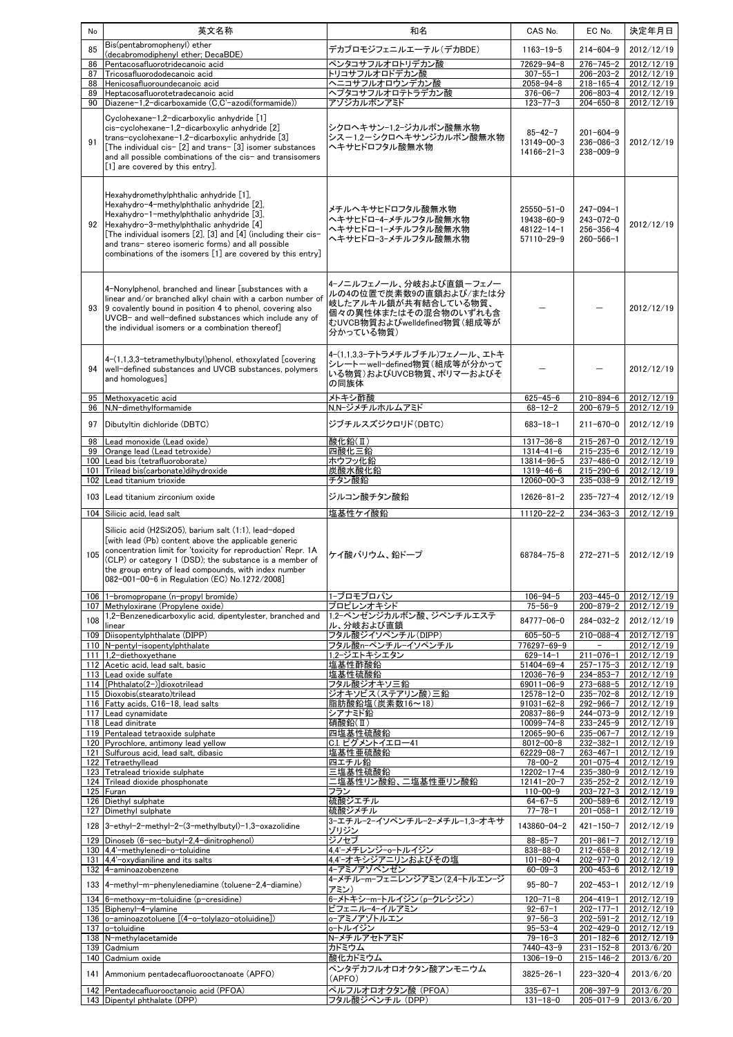| No | 英文名称 | 和名 | CAS No. | EC No. | 決定年月日 |
|---|---|---|---|---|---|
| 85 | Bis(pentabromophenyl) ether (decabromodiphenyl ether; DecaBDE) | デカブロモジフェニルエーテル(デカBDE) | 1163-19-5 | 214-604-9 | 2012/12/19 |
| 86 | Pentacosafluorotridecanoic acid | ペンタコサフルオロトリデカン酸 | 72629-94-8 | 276-745-2 | 2012/12/19 |
| 87 | Tricosafluorododecanoic acid | トリコサフルオロドデカン酸 | 307-55-1 | 206-203-2 | 2012/12/19 |
| 88 | Henicosafluoroundecanoic acid | ヘニコサフルオロウンデカン酸 | 2058-94-8 | 218-165-4 | 2012/12/19 |
| 89 | Heptacosafluorotetradecanoic acid | ヘプタコサフルオロテトラデカン酸 | 376-06-7 | 206-803-4 | 2012/12/19 |
| 90 | Diazene-1,2-dicarboxamide (C,C'-azodi(formamide)) | アゾジカルボンアミド | 123-77-3 | 204-650-8 | 2012/12/19 |
| 91 | Cyclohexane-1,2-dicarboxylic anhydride [1]<br>cis-cyclohexane-1,2-dicarboxylic anhydride [2]<br>trans-cyclohexane-1,2-dicarboxylic anhydride [3]<br>[The individual cis- [2] and trans- [3] isomer substances and all possible combinations of the cis- and transisomers [1] are covered by this entry]. | シクロヘキサン-1,2-ジカルボン酸無水物<br>シス-1,2-シクロヘキサンジカルボン酸無水物<br>ヘキサヒドロフタル酸無水物 | 85-42-7<br>13149-00-3<br>14166-21-3 | 201-604-9<br>236-086-3<br>238-009-9 | 2012/12/19 |
| 92 | Hexahydromethylphthalic anhydride [1],<br>Hexahydro-4-methylphthalic anhydride [2],<br>Hexahydro-1-methylphthalic anhydride [3],<br>Hexahydro-3-methylphthalic anhydride [4]<br>[The individual isomers [2], [3] and [4] (including their cis- and trans- stereo isomeric forms) and all possible combinations of the isomers [1] are covered by this entry] | メチルヘキサヒドロフタル酸無水物<br>ヘキサヒドロ-4-メチルフタル酸無水物<br>ヘキサヒドロ-1-メチルフタル酸無水物<br>ヘキサヒドロ-3-メチルフタル酸無水物 | 25550-51-0<br>19438-60-9<br>48122-14-1<br>57110-29-9 | 247-094-1<br>243-072-0<br>256-356-4<br>260-566-1 | 2012/12/19 |
| 93 | 4-Nonylphenol, branched and linear [substances with a linear and/or branched alkyl chain with a carbon number of 9 covalently bound in position 4 to phenol, covering also UVCB- and well-defined substances which include any of the individual isomers or a combination thereof] | 4-ノニルフェノール、分岐および直鎖－フェノールの4の位置で炭素数9の直鎖および/または分岐したアルキル鎖が共有結合している物質、個々の異性体またはその混合物のいずれも含むUVCB物質およびwelldefined物質(組成等が分かっている物質) | – | – | 2012/12/19 |
| 94 | 4-(1,1,3,3-tetramethylbutyl)phenol, ethoxylated [covering well-defined substances and UVCB substances, polymers and homologues] | 4-(1,1,3,3-テトラメチルブチル)フェノール、エトキシレート－well-defined物質(組成等が分かっている物質)およびUVCB物質、ポリマーおよびその同族体 | – | – | 2012/12/19 |
| 95 | Methoxyacetic acid | メトキシ酢酸 | 625-45-6 | 210-894-6 | 2012/12/19 |
| 96 | N,N-dimethylformamide | N,N-ジメチルホルムアミド | 68-12-2 | 200-679-5 | 2012/12/19 |
| 97 | Dibutyltin dichloride (DBTC) | ジブチルスズジクロリド(DBTC) | 683-18-1 | 211-670-0 | 2012/12/19 |
| 98 | Lead monoxide (Lead oxide) | 酸化鉛(Ⅱ) | 1317-36-8 | 215-267-0 | 2012/12/19 |
| 99 | Orange lead (Lead tetroxide) | 四酸化三鉛 | 1314-41-6 | 215-235-6 | 2012/12/19 |
| 100 | Lead bis (tetrafluoroborate) | ホウフッ化鉛 | 13814-96-5 | 237-486-0 | 2012/12/19 |
| 101 | Trilead bis(carbonate)dihydroxide | 炭酸水酸化鉛 | 1319-46-6 | 215-290-6 | 2012/12/19 |
| 102 | Lead titanium trioxide | チタン酸鉛 | 12060-00-3 | 235-038-9 | 2012/12/19 |
| 103 | Lead titanium zirconium oxide | ジルコン酸チタン酸鉛 | 12626-81-2 | 235-727-4 | 2012/12/19 |
| 104 | Silicic acid, lead salt | 塩基性ケイ酸鉛 | 11120-22-2 | 234-363-3 | 2012/12/19 |
| 105 | Silicic acid (H2Si2O5), barium salt (1:1), lead-doped [with lead (Pb) content above the applicable generic concentration limit for 'toxicity for reproduction' Repr. 1A (CLP) or category 1 (DSD); the substance is a member of the group entry of lead compounds, with index number 082-001-00-6 in Regulation (EC) No.1272/2008] | ケイ酸バリウム、鉛ドープ | 68784-75-8 | 272-271-5 | 2012/12/19 |
| 106 | 1-bromopropane (n-propyl bromide) | 1-ブロモプロパン | 106-94-5 | 203-445-0 | 2012/12/19 |
| 107 | Methyloxirane (Propylene oxide) | プロピレンオキシド | 75-56-9 | 200-879-2 | 2012/12/19 |
| 108 | 1,2-Benzenedicarboxylic acid, dipentylester, branched and linear | 1,2-ベンゼンジカルボン酸、ジペンチルエステル、分岐および直鎖 | 84777-06-0 | 284-032-2 | 2012/12/19 |
| 109 | Diisopentylphthalate (DIPP) | フタル酸ジイソペンチル(DIPP) | 605-50-5 | 210-088-4 | 2012/12/19 |
| 110 | N-pentyl-isopentylphthalate | フタル酸n-ペンチル-イソペンチル | 776297-69-9 | – | 2012/12/19 |
| 111 | 1,2-diethoxyethane | 1,2-ジエトキシエタン | 629-14-1 | 211-076-1 | 2012/12/19 |
| 112 | Acetic acid, lead salt, basic | 塩基性酢酸鉛 | 51404-69-4 | 257-175-3 | 2012/12/19 |
| 113 | Lead oxide sulfate | 塩基性硫酸鉛 | 12036-76-9 | 234-853-7 | 2012/12/19 |
| 114 | [Phthalato(2-)]dioxotrilead | フタル酸ジオキソ三鉛 | 69011-06-9 | 273-688-5 | 2012/12/19 |
| 115 | Dioxobis(stearato)trilead | ジオキソビス(ステアリン酸)三鉛 | 12578-12-0 | 235-702-8 | 2012/12/19 |
| 116 | Fatty acids, C16-18, lead salts | 脂肪酸鉛塩(炭素数16～18) | 91031-62-8 | 292-966-7 | 2012/12/19 |
| 117 | Lead cynamidate | シアナミド鉛 | 20837-86-9 | 244-073-9 | 2012/12/19 |
| 118 | Lead dinitrate | 硝酸鉛(Ⅱ) | 10099-74-8 | 233-245-9 | 2012/12/19 |
| 119 | Pentalead tetraoxide sulphate | 四塩基性硫酸鉛 | 12065-90-6 | 235-067-7 | 2012/12/19 |
| 120 | Pyrochlore, antimony lead yellow | C.I. ピグメントイエロー41 | 8012-00-8 | 232-382-1 | 2012/12/19 |
| 121 | Sulfurous acid, lead salt, dibasic | 塩基性亜硫酸鉛 | 62229-08-7 | 263-467-1 | 2012/12/19 |
| 122 | Tetraethyllead | 四エチル鉛 | 78-00-2 | 201-075-4 | 2012/12/19 |
| 123 | Tetralead trioxide sulphate | 三塩基性硫酸鉛 | 12202-17-4 | 235-380-9 | 2012/12/19 |
| 124 | Trilead dioxide phosphonate | 二塩基性リン酸鉛、二塩基性亜リン酸鉛 | 12141-20-7 | 235-252-2 | 2012/12/19 |
| 125 | Furan | フラン | 110-00-9 | 203-727-3 | 2012/12/19 |
| 126 | Diethyl sulphate | 硫酸ジエチル | 64-67-5 | 200-589-6 | 2012/12/19 |
| 127 | Dimethyl sulphate | 硫酸ジメチル | 77-78-1 | 201-058-1 | 2012/12/19 |
| 128 | 3-ethyl-2-methyl-2-(3-methylbutyl)-1,3-oxazolidine | 3-エチル-2-イソペンチル-2-メチル-1,3-オキサゾリジン | 143860-04-2 | 421-150-7 | 2012/12/19 |
| 129 | Dinoseb (6-sec-butyl-2,4-dinitrophenol) | ジノセブ | 88-85-7 | 201-861-7 | 2012/12/19 |
| 130 | 4,4'-methylenedi-o-toluidine | 4,4'-メチレンジ-o-トルイジン | 838-88-0 | 212-658-8 | 2012/12/19 |
| 131 | 4,4'-oxydianiline and its salts | 4,4'-オキシジアニリンおよびその塩 | 101-80-4 | 202-977-0 | 2012/12/19 |
| 132 | 4-aminoazobenzene | 4-アミノアゾベンゼン | 60-09-3 | 200-453-6 | 2012/12/19 |
| 133 | 4-methyl-m-phenylenediamine (toluene-2,4-diamine) | 4-メチル-m-フェニレンジアミン(2,4-トルエンジアミン) | 95-80-7 | 202-453-1 | 2012/12/19 |
| 134 | 6-methoxy-m-toluidine (p-cresidine) | 6-メトキシ-m-トルイジン(p-クレシジン) | 120-71-8 | 204-419-1 | 2012/12/19 |
| 135 | Biphenyl-4-ylamine | ビフェニル-4-イルアミン | 92-67-1 | 202-177-1 | 2012/12/19 |
| 136 | o-aminoazotoluene [(4-o-tolylazo-otoluidine]) | o-アミノアゾトルエン | 97-56-3 | 202-591-2 | 2012/12/19 |
| 137 | o-toluidine | o-トルイジン | 95-53-4 | 202-429-0 | 2012/12/19 |
| 138 | N-methylacetamide | N-メチルアセトアミド | 79-16-3 | 201-182-6 | 2012/12/19 |
| 139 | Cadmium | カドミウム | 7440-43-9 | 231-152-8 | 2013/6/20 |
| 140 | Cadmium oxide | 酸化カドミウム | 1306-19-0 | 215-146-2 | 2013/6/20 |
| 141 | Ammonium pentadecafluorooctanoate (APFO) | ペンタデカフルオロオクタン酸アンモニウム (APFO) | 3825-26-1 | 223-320-4 | 2013/6/20 |
| 142 | Pentadecafluorooctanoic acid (PFOA) | ペルフルオロオクタン酸 (PFOA) | 335-67-1 | 206-397-9 | 2013/6/20 |
| 143 | Dipentyl phthalate (DPP) | フタル酸ジペンチル (DPP) | 131-18-0 | 205-017-9 | 2013/6/20 |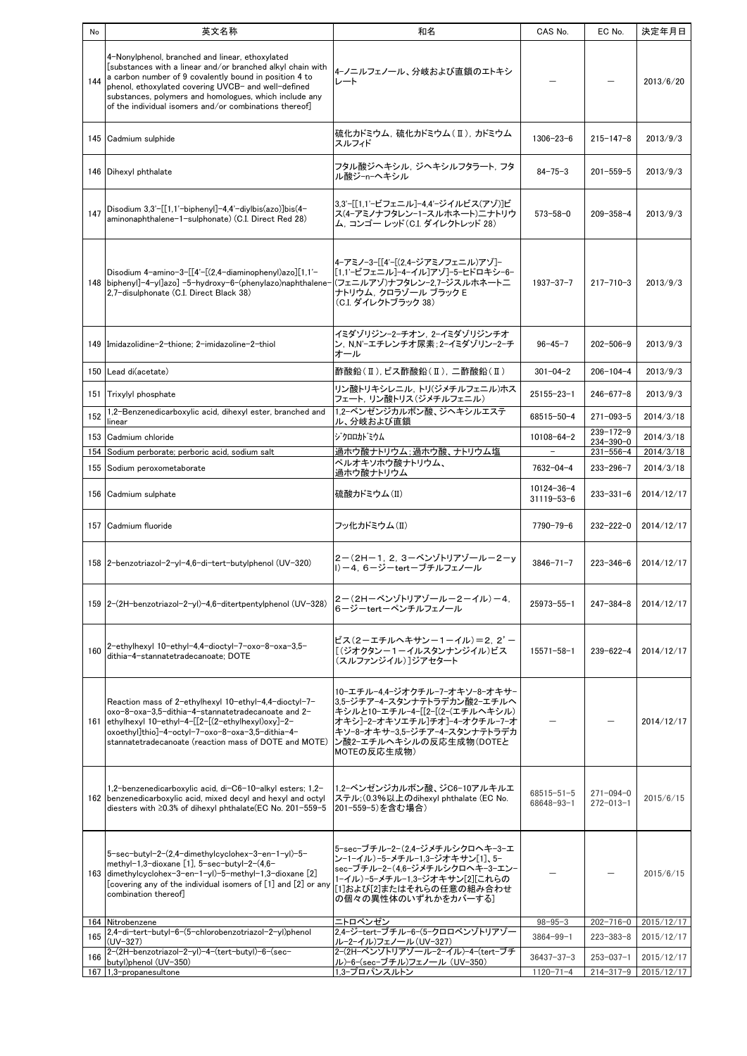| No | 英文名称 | 和名 | CAS No. | EC No. | 決定年月日 |
| --- | --- | --- | --- | --- | --- |
| 144 | 4-Nonylphenol, branched and linear, ethoxylated [substances with a linear and/or branched alkyl chain with a carbon number of 9 covalently bound in position 4 to phenol, ethoxylated covering UVCB- and well-defined substances, polymers and homologues, which include any of the individual isomers and/or combinations thereof] | 4-ノニルフェノール、分岐および直鎖のエトキシレート | － | － | 2013/6/20 |
| 145 | Cadmium sulphide | 硫化カドミウム，硫化カドミウム（Ⅱ），カドミウムスルフィド | 1306-23-6 | 215-147-8 | 2013/9/3 |
| 146 | Dihexyl phthalate | フタル酸ジヘキシル，ジヘキシルフタラート，フタル酸ジ-n-ヘキシル | 84-75-3 | 201-559-5 | 2013/9/3 |
| 147 | Disodium 3,3'-[[1,1'-biphenyl]-4,4'-diylbis(azo)]bis(4-aminonaphthalene-1-sulphonate) (C.I. Direct Red 28) | 3,3'-[[1,1'-ビフェニル]-4,4'-ジイルビス(アゾ)]ビス(4-アミノナフタレン-1-スルホネート)ニナトリウム，コンゴー レッド（C.I. ダイレクトレッド 28） | 573-58-0 | 209-358-4 | 2013/9/3 |
| 148 | Disodium 4-amino-3-[[4'-[(2,4-diaminophenyl)azo][1,1'-biphenyl]-4-yl]azo] -5-hydroxy-6-(phenylazo)naphthalene-2,7-disulphonate (C.I. Direct Black 38) | 4-アミノ-3-[[4'-[(2,4-ジアミノフェニル)アゾ]-[1,1'-ビフェニル]-4-イル]アゾ]-5-ヒドロキシ-6-(フェニルアゾ)ナフタレン-2,7-ジスルホネートニナトリウム，クロラゾール ブラック E（C.I. ダイレクトブラック 38） | 1937-37-7 | 217-710-3 | 2013/9/3 |
| 149 | Imidazolidine-2-thione; 2-imidazoline-2-thiol | イミダゾリジン-2-チオン，2-イミダゾリジンチオン，N,N'-エチレンチオ尿素；2-イミダゾリン-2-チオール | 96-45-7 | 202-506-9 | 2013/9/3 |
| 150 | Lead di(acetate) | 酢酸鉛（Ⅱ），ビス酢酸鉛（Ⅱ），二酢酸鉛（Ⅱ） | 301-04-2 | 206-104-4 | 2013/9/3 |
| 151 | Trixylyl phosphate | リン酸トリキシレニル，トリ(ジメチルフェニル)ホスフェート，リン酸トリス（ジメチルフェニル） | 25155-23-1 | 246-677-8 | 2013/9/3 |
| 152 | 1,2-Benzenedicarboxylic acid, dihexyl ester, branched and linear | 1,2-ベンゼンジカルボン酸、ジヘキシルエステル、分岐および直鎖 | 68515-50-4 | 271-093-5 | 2014/3/18 |
| 153 | Cadmium chloride | ジクロロカドミウム | 10108-64-2 | 239-172-9<br>234-390-0 | 2014/3/18 |
| 154 | Sodium perborate; perboric acid, sodium salt | 過ホウ酸ナトリウム；過ホウ酸、ナトリウム塩 | － | 231-556-4 | 2014/3/18 |
| 155 | Sodium peroxometaborate | ペルオキソホウ酸ナトリウム、過ホウ酸ナトリウム | 7632-04-4 | 233-296-7 | 2014/3/18 |
| 156 | Cadmium sulphate | 硫酸カドミウム(II) | 10124-36-4<br>31119-53-6 | 233-331-6 | 2014/12/17 |
| 157 | Cadmium fluoride | フッ化カドミウム(II) | 7790-79-6 | 232-222-0 | 2014/12/17 |
| 158 | 2-benzotriazol-2-yl-4,6-di-tert-butylphenol (UV-320) | ２－（２Ｈ－１，２，３－ベンゾトリアゾール－２－ｙｌ）－４，６－ジ－ｔｅｒｔ－ブチルフェノール | 3846-71-7 | 223-346-6 | 2014/12/17 |
| 159 | 2-(2H-benzotriazol-2-yl)-4,6-ditertpentylphenol (UV-328) | ２－（２Ｈ－ベンゾトリアゾール－２－イル）－４，６－ジ－ｔｅｒｔ－ペンチルフェノール | 25973-55-1 | 247-384-8 | 2014/12/17 |
| 160 | 2-ethylhexyl 10-ethyl-4,4-dioctyl-7-oxo-8-oxa-3,5-dithia-4-stannatetradecanoate; DOTE | ビス（２－エチルヘキサン－１－イル）＝２，２'－［（ジオクタン－１－イルスタンナンジイル）ビス（スルファンジイル）］ジアセタート | 15571-58-1 | 239-622-4 | 2014/12/17 |
| 161 | Reaction mass of 2-ethylhexyl 10-ethyl-4,4-dioctyl-7-oxo-8-oxa-3,5-dithia-4-stannatetradecanoate and 2-ethylhexyl 10-ethyl-4-[[2-[(2-ethylhexyl)oxy]-2-oxoethyl]thio]-4-octyl-7-oxo-8-oxa-3,5-dithia-4-stannatetradecanoate (reaction mass of DOTE and MOTE) | 10-エチル-4,4-ジオクチル-7-オキソ-8-オキサ-3,5-ジチア-4-スタンナテトラデカン酸2-エチルヘキシルと10-エチル-4-[[2-[(2-エチルヘキシル)オキシ]-2-オキソエチル]チオ]-4-オクチル-7-オキソ-8-オキサ-3,5-ジチア-4-スタンナテトラデカン酸2-エチルヘキシルの反応生成物(DOTEとMOTEの反応生成物) | － | － | 2014/12/17 |
| 162 | 1,2-benzenedicarboxylic acid, di-C6-10-alkyl esters; 1,2-benzenedicarboxylic acid, mixed decyl and hexyl and octyl diesters with ≥0.3% of dihexyl phthalate(EC No. 201-559-5 | 1,2-ベンゼンジカルボン酸、ジC6-10アルキルエステル;（0.3%以上のdihexyl phthalate (EC No. 201-559-5)を含む場合） | 68515-51-5<br>68648-93-1 | 271-094-0<br>272-013-1 | 2015/6/15 |
| 163 | 5-sec-butyl-2-(2,4-dimethylcyclohex-3-en-1-yl)-5-methyl-1,3-dioxane [1], 5-sec-butyl-2-(4,6-dimethylcyclohex-3-en-1-yl)-5-methyl-1,3-dioxane [2] [covering any of the individual isomers of [1] and [2] or any combination thereof] | 5-sec-ブチル-2-(2,4-ジメチルシクロヘキ-3-エン-1-イル)-5-メチル-1,3-ジオキサン[1]、5-sec-ブチル-2-(4,6-ジメチルシクロヘキ-3-エン-1-イル)-5-メチル-1,3-ジオキサン[2][これらの[1]および[2]またはそれらの任意の組み合わせの個々の異性体のいずれかをカバーする] | － | － | 2015/6/15 |
| 164 | Nitrobenzene | ニトロベンゼン | 98-95-3 | 202-716-0 | 2015/12/17 |
| 165 | 2,4-di-tert-butyl-6-(5-chlorobenzotriazol-2-yl)phenol (UV-327) | 2,4-ジ-tert-ブチル-6-(5-クロロベンゾトリアゾール-2-イル)フェノール（UV-327） | 3864-99-1 | 223-383-8 | 2015/12/17 |
| 166 | 2-(2H-benzotriazol-2-yl)-4-(tert-butyl)-6-(sec-butyl)phenol (UV-350) | 2-(2H-ベンゾトリアゾール-2-イル)-4-(tert-ブチル)-6-(sec-ブチル)フェノール （UV-350） | 36437-37-3 | 253-037-1 | 2015/12/17 |
| 167 | 1,3-propanesultone | 1,3-プロパンスルトン | 1120-71-4 | 214-317-9 | 2015/12/17 |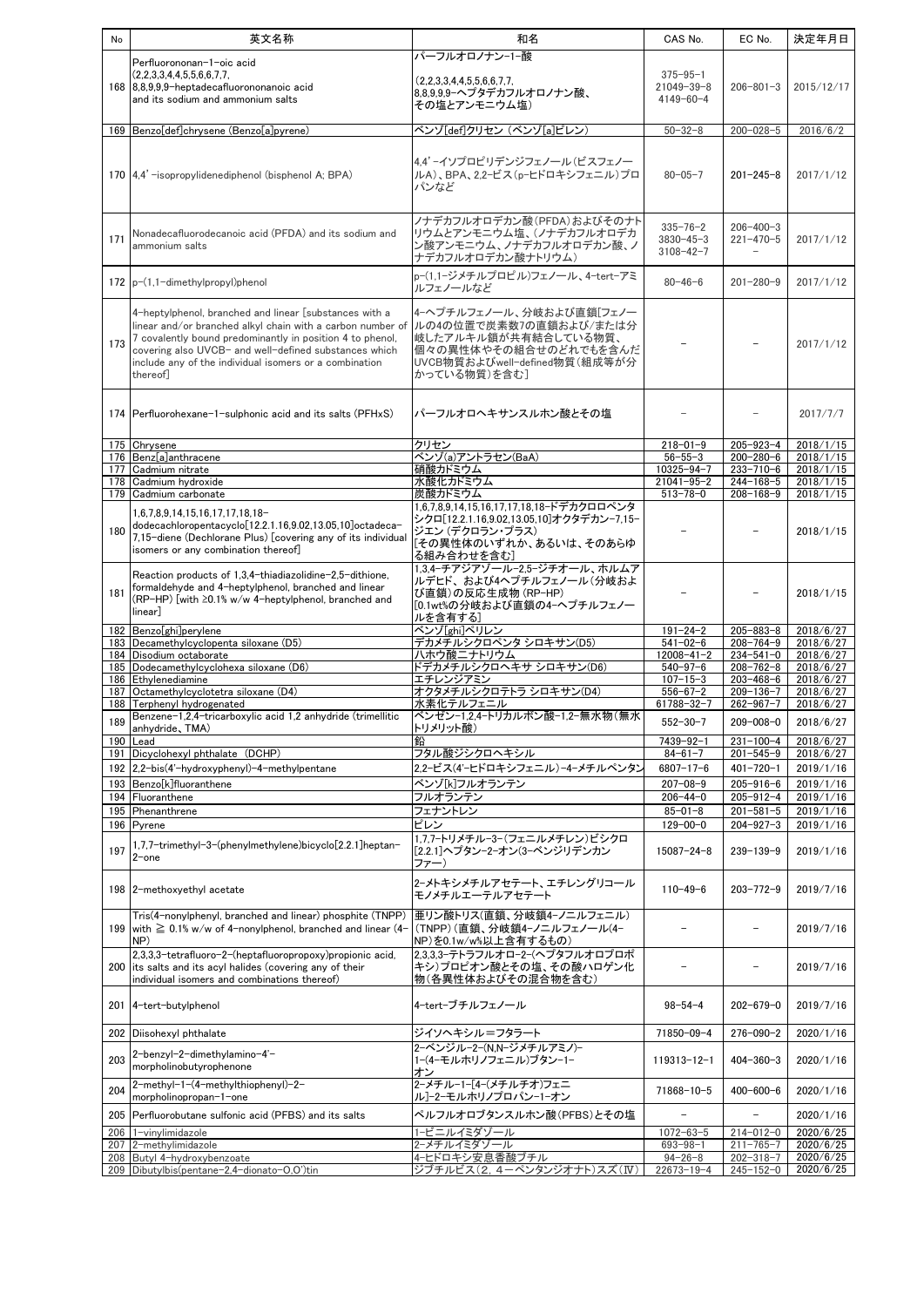| No | 英文名称 | 和名 | CAS No. | EC No. | 決定年月日 |
| --- | --- | --- | --- | --- | --- |
| 168 | Perfluorononan-1-oic acid (2,2,3,3,4,4,5,5,6,6,7,7,8,8,9,9,9-heptadecafluorononanoic acid and its sodium and ammonium salts | パーフルオロノナン-1-酸 (2,2,3,3,4,4,5,5,6,6,7,7,8,8,9,9,9-ヘプタデカフルオロノナン酸、その塩とアンモニウム塩) | 375-95-1 21049-39-8 4149-60-4 | 206-801-3 | 2015/12/17 |
| 169 | Benzo[def]chrysene (Benzo[a]pyrene) | ベンゾ[def]クリセン (ベンゾ[a]ピレン) | 50-32-8 | 200-028-5 | 2016/6/2 |
| 170 | 4,4'-isopropylidenediphenol (bisphenol A; BPA) | 4,4'-イソプロピリデンジフェノール(ビスフェノールA)、BPA、2,2-ビス(p-ヒドロキシフェニル)プロパンなど | 80-05-7 | 201-245-8 | 2017/1/12 |
| 171 | Nonadecafluorodecanoic acid (PFDA) and its sodium and ammonium salts | ノナデカフルオロデカン酸(PFDA)およびそのナトリウムとアンモニウム塩、(ノナデカフルオロデカン酸アンモニウム、ノナデカフルオロデカン酸、ノナデカフルオロデカン酸ナトリウム) | 335-76-2 3830-45-3 3108-42-7 | 206-400-3 221-470-5 - | 2017/1/12 |
| 172 | p-(1,1-dimethylpropyl)phenol | p-(1,1-ジメチルプロピル)フェノール、4-tert-アミルフェノールなど | 80-46-6 | 201-280-9 | 2017/1/12 |
| 173 | 4-heptylphenol, branched and linear [substances with a linear and/or branched alkyl chain with a carbon number of 7 covalently bound predominantly in position 4 to phenol, covering also UVCB- and well-defined substances which include any of the individual isomers or a combination thereof] | 4-ヘプチルフェノール、分岐および直鎖[フェノールの4の位置で炭素数7の直鎖および/または分岐したアルキル鎖が共有結合している物質、個々の異性体やその組合せのどれでもを含んだUVCB物質およびwell-defined物質(組成等が分かっている物質)を含む] | - | - | 2017/1/12 |
| 174 | Perfluorohexane-1-sulphonic acid and its salts (PFHxS) | パーフルオロヘキサンスルホン酸とその塩 | - | - | 2017/7/7 |
| 175 | Chrysene | クリセン | 218-01-9 | 205-923-4 | 2018/1/15 |
| 176 | Benz[a]anthracene | ベンゾ(a)アントラセン(BaA) | 56-55-3 | 200-280-6 | 2018/1/15 |
| 177 | Cadmium nitrate | 硝酸カドミウム | 10325-94-7 | 233-710-6 | 2018/1/15 |
| 178 | Cadmium hydroxide | 水酸化カドミウム | 21041-95-2 | 244-168-5 | 2018/1/15 |
| 179 | Cadmium carbonate | 炭酸カドミウム | 513-78-0 | 208-168-9 | 2018/1/15 |
| 180 | 1,6,7,8,9,14,15,16,17,17,18,18-dodecachloropentacyclo[12.2.1.16,9.02,13.05,10]octadeca-7,15-diene (Dechlorane Plus) [covering any of its individual isomers or any combination thereof] | 1,6,7,8,9,14,15,16,17,17,18,18-ドデカクロロペンタシクロ[12.2.1.16,9.02,13.05,10]オクタデカン-7,15-ジエン (デクロラン・プラス) [その異性体のいずれか、あるいは、そのあらゆる組み合わせを含む] | - | - | 2018/1/15 |
| 181 | Reaction products of 1,3,4-thiadiazolidine-2,5-dithione, formaldehyde and 4-heptylphenol, branched and linear (RP-HP) [with ≥0.1% w/w 4-heptylphenol, branched and linear] | 1,3,4-チアジアゾール-2,5-ジチオール、ホルムアルデヒド、および4ヘプチルフェノール(分岐および直鎖)の反応生成物 (RP-HP) [0.1wt%の分岐および直鎖の4-ヘプチルフェノールを含有する] | - | - | 2018/1/15 |
| 182 | Benzo[ghi]perylene | ベンゾ[ghi]ペリレン | 191-24-2 | 205-883-8 | 2018/6/27 |
| 183 | Decamethylcyclopenta siloxane (D5) | デカメチルシクロペンタ シロキサン(D5) | 541-02-6 | 208-764-9 | 2018/6/27 |
| 184 | Disodium octaborate | ハホウ酸ニナトリウム | 12008-41-2 | 234-541-0 | 2018/6/27 |
| 185 | Dodecamethylcyclohexa siloxane (D6) | ドデカメチルシクロヘキサ シロキサン(D6) | 540-97-6 | 208-762-8 | 2018/6/27 |
| 186 | Ethylenediamine | エチレンジアミン | 107-15-3 | 203-468-6 | 2018/6/27 |
| 187 | Octamethylcyclotetra siloxane (D4) | オクタメチルシクロテトラ シロキサン(D4) | 556-67-2 | 209-136-7 | 2018/6/27 |
| 188 | Terphenyl hydrogenated | 水素化テルフェニル | 61788-32-7 | 262-967-7 | 2018/6/27 |
| 189 | Benzene-1,2,4-tricarboxylic acid 1,2 anhydride (trimellitic anhydride、TMA) | ベンゼン-1,2,4-トリカルボン酸-1,2-無水物(無水トリメリット酸) | 552-30-7 | 209-008-0 | 2018/6/27 |
| 190 | Lead | 鉛 | 7439-92-1 | 231-100-4 | 2018/6/27 |
| 191 | Dicyclohexyl phthalate (DCHP) | フタル酸ジシクロヘキシル | 84-61-7 | 201-545-9 | 2018/6/27 |
| 192 | 2,2-bis(4'-hydroxyphenyl)-4-methylpentane | 2,2-ビス(4'-ヒドロキシフェニル)-4-メチルペンタン | 6807-17-6 | 401-720-1 | 2019/1/16 |
| 193 | Benzo[k]fluoranthene | ベンゾ[k]フルオランテン | 207-08-9 | 205-916-6 | 2019/1/16 |
| 194 | Fluoranthene | フルオランテン | 206-44-0 | 205-912-4 | 2019/1/16 |
| 195 | Phenanthrene | フェナントレン | 85-01-8 | 201-581-5 | 2019/1/16 |
| 196 | Pyrene | ピレン | 129-00-0 | 204-927-3 | 2019/1/16 |
| 197 | 1,7,7-trimethyl-3-(phenylmethylene)bicyclo[2.2.1]heptan-2-one | 1,7,7-トリメチル-3-(フェニルメチレン)ビシクロ[2.2.1]ヘプタン-2-オン(3-ベンジリデンカンファー) | 15087-24-8 | 239-139-9 | 2019/1/16 |
| 198 | 2-methoxyethyl acetate | 2-メトキシメチルアセテート、エチレングリコールモノメチルエーテルアセテート | 110-49-6 | 203-772-9 | 2019/7/16 |
| 199 | Tris(4-nonylphenyl, branched and linear) phosphite (TNPP) with ≧ 0.1% w/w of 4-nonylphenol, branched and linear (4-NP) | 亜リン酸トリス(直鎖、分岐鎖4-ノニルフェニル)(TNPP)(直鎖、分岐鎖4-ノニルフェノール(4-NP)を0.1w/w%以上含有するもの) | - | - | 2019/7/16 |
| 200 | 2,3,3,3-tetrafluoro-2-(heptafluoropropoxy)propionic acid, its salts and its acyl halides (covering any of their individual isomers and combinations thereof) | 2,3,3,3-テトラフルオロ-2-(ヘプタフルオロプロポキシ)プロピオン酸とその塩、その酸ハロゲン化物(各異性体およびその混合物を含む) | - | - | 2019/7/16 |
| 201 | 4-tert-butylphenol | 4-tert-ブチルフェノール | 98-54-4 | 202-679-0 | 2019/7/16 |
| 202 | Diisohexyl phthalate | ジイソヘキシル=フタラート | 71850-09-4 | 276-090-2 | 2020/1/16 |
| 203 | 2-benzyl-2-dimethylamino-4'-morpholinobutyrophenone | 2-ベンジル-2-(N,N-ジメチルアミノ)-1-(4-モルホリノフェニル)ブタン-1-オン | 119313-12-1 | 404-360-3 | 2020/1/16 |
| 204 | 2-methyl-1-(4-methylthiophenyl)-2-morpholinopropan-1-one | 2-メチル-1-[4-(メチルチオ)フェニル]-2-モルホリノプロパン-1-オン | 71868-10-5 | 400-600-6 | 2020/1/16 |
| 205 | Perfluorobutane sulfonic acid (PFBS) and its salts | ペルフルオロブタンスルホン酸(PFBS)とその塩 | - | - | 2020/1/16 |
| 206 | 1-vinylimidazole | 1-ビニルイミダゾール | 1072-63-5 | 214-012-0 | 2020/6/25 |
| 207 | 2-methylimidazole | 2-メチルイミダゾール | 693-98-1 | 211-765-7 | 2020/6/25 |
| 208 | Butyl 4-hydroxybenzoate | 4-ヒドロキシ安息香酸ブチル | 94-26-8 | 202-318-7 | 2020/6/25 |
| 209 | Dibutylbis(pentane-2,4-dionato-O,O')tin | ジブチルビス(2, 4ーペンタンジオナト)スズ(Ⅳ) | 22673-19-4 | 245-152-0 | 2020/6/25 |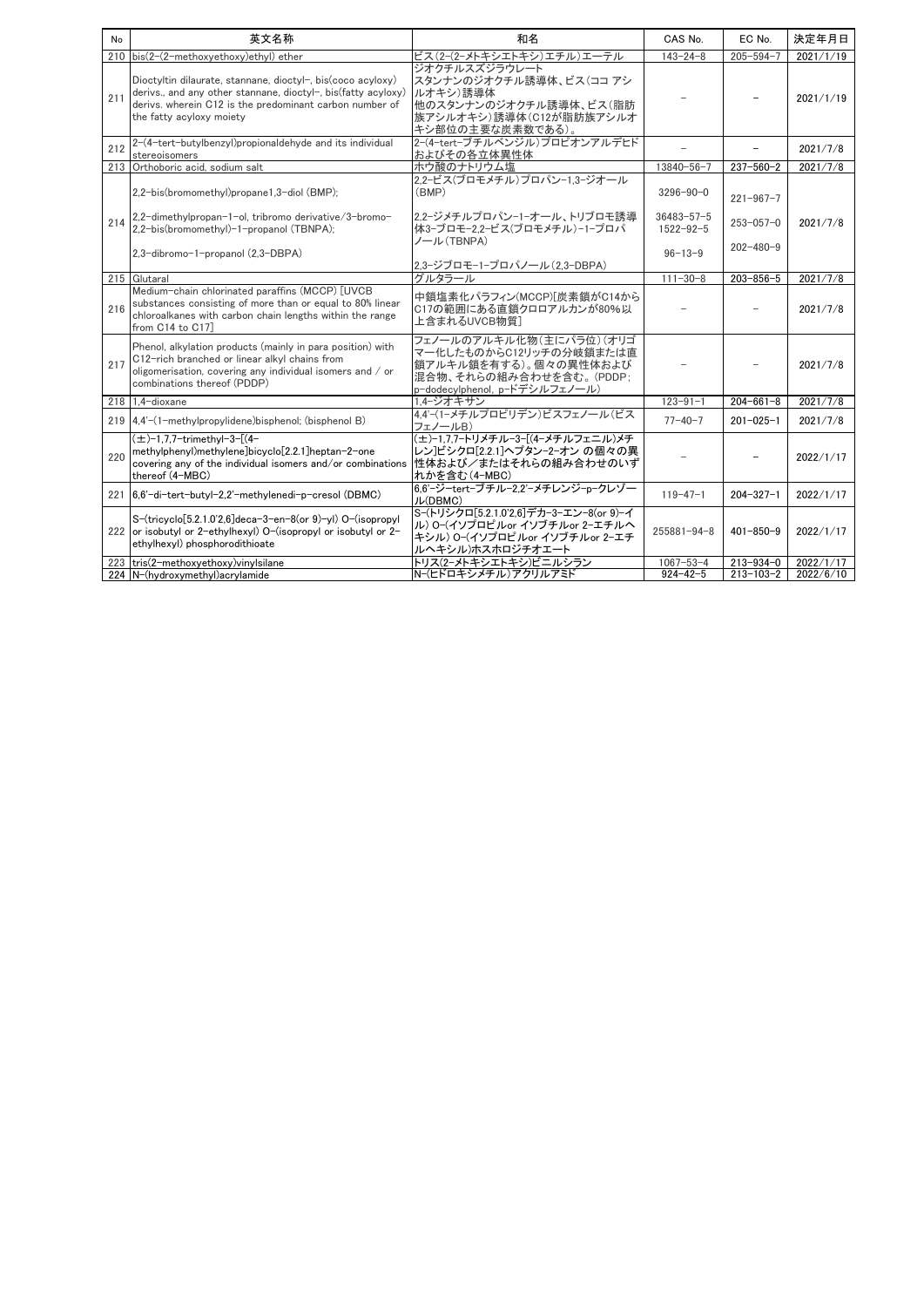| No | 英文名称 | 和名 | CAS No. | EC No. | 決定年月日 |
|---|---|---|---|---|---|
| 210 | bis(2-(2-methoxyethoxy)ethyl) ether | ビス(2-(2-メトキシエトキシ)エチル)エーテル | 143-24-8 | 205-594-7 | 2021/1/19 |
| 211 | Dioctyltin dilaurate, stannane, dioctyl-, bis(coco acyloxy) derivs., and any other stannane, dioctyl-, bis(fatty acyloxy) derivs. wherein C12 is the predominant carbon number of the fatty acyloxy moiety | ジオクチルスズジラウレート<br>スタンナンのジオクチル誘導体、ビス(ココ アシルオキシ)誘導体<br>他のスタンナンのジオクチル誘導体、ビス(脂肪族アシルオキシ)誘導体(C12が脂肪族アシルオキシ部位の主要な炭素数である)。 | － | － | 2021/1/19 |
| 212 | 2-(4-tert-butylbenzyl)propionaldehyde and its individual stereoisomers | 2-(4-tert-ブチルベンジル)プロピオンアルデヒドおよびその各立体異性体 | － | － | 2021/7/8 |
| 213 | Orthoboric acid, sodium salt | ホウ酸のナトリウム塩 | 13840-56-7 | 237-560-2 | 2021/7/8 |
| 214 | 2,2-bis(bromomethyl)propane1,3-diol (BMP);<br>2,2-dimethylpropan-1-ol, tribromo derivative/3-bromo-2,2-bis(bromomethyl)-1-propanol (TBNPA);<br>2,3-dibromo-1-propanol (2,3-DBPA) | 2,2-ビス(ブロモメチル)プロパン-1,3-ジオール(BMP)<br>2,2-ジメチルプロパン-1-オール、トリブロモ誘導体3-ブロモ-2,2-ビス(ブロモメチル)-1-プロパノール(TBNPA)<br>2,3-ジブロモ-1-プロパノール(2,3-DBPA) | 3296-90-0<br>36483-57-5<br>1522-92-5<br>96-13-9 | 221-967-7<br>253-057-0<br>202-480-9 | 2021/7/8 |
| 215 | Glutaral | グルタラール | 111-30-8 | 203-856-5 | 2021/7/8 |
| 216 | Medium-chain chlorinated paraffins (MCCP) [UVCB substances consisting of more than or equal to 80% linear chloroalkanes with carbon chain lengths within the range from C14 to C17] | 中鎖塩素化パラフィン(MCCP)[炭素鎖がC14からC17の範囲にある直鎖クロロアルカンが80%以上含まれるUVCB物質] | － | － | 2021/7/8 |
| 217 | Phenol, alkylation products (mainly in para position) with C12-rich branched or linear alkyl chains from oligomerisation, covering any individual isomers and / or combinations thereof (PDDP) | フェノールのアルキル化物(主にパラ位)(オリゴマー化したものからC12リッチの分岐鎖または直鎖アルキル鎖を有する)。個々の異性体および混合物、それらの組み合わせを含む。(PDDP; p-dodecylphenol, p-ドデシルフェノール) | － | － | 2021/7/8 |
| 218 | 1,4-dioxane | 1,4-ジオキサン | 123-91-1 | 204-661-8 | 2021/7/8 |
| 219 | 4,4'-(1-methylpropylidene)bisphenol; (bisphenol B) | 4,4'-(1-メチルプロピリデン)ビスフェノール(ビスフェノールB) | 77-40-7 | 201-025-1 | 2021/7/8 |
| 220 | (±)-1,7,7-trimethyl-3-[(4-methylphenyl)methylene]bicyclo[2.2.1]heptan-2-one covering any of the individual isomers and/or combinations thereof (4-MBC) | (±)-1,7,7-トリメチル-3-[(4-メチルフェニル)メチレン]ビシクロ[2.2.1]ヘプタン-2-オン の個々の異性体および/またはそれらの組み合わせのいずれかを含む(4-MBC) | － | － | 2022/1/17 |
| 221 | 6,6'-di-tert-butyl-2,2'-methylenedi-p-cresol (DBMC) | 6,6'-ジ-tert-ブチル-2,2'-メチレンジ-p-クレゾール(DBMC) | 119-47-1 | 204-327-1 | 2022/1/17 |
| 222 | S-(tricyclo[5.2.1.0'2,6]deca-3-en-8(or 9)-yl) O-(isopropyl or isobutyl or 2-ethylhexyl) O-(isopropyl or isobutyl or 2-ethylhexyl) phosphorodithioate | S-(トリシクロ[5.2.1.0'2,6]デカ-3-エン-8(or 9)-イル) O-(イソプロピルor イソブチルor 2-エチルヘキシル) O-(イソプロピルor イソブチルor 2-エチルヘキシル)ホスホロジチオエート | 255881-94-8 | 401-850-9 | 2022/1/17 |
| 223 | tris(2-methoxyethoxy)vinylsilane | トリス(2-メトキシエトキシ)ビニルシラン | 1067-53-4 | 213-934-0 | 2022/1/17 |
| 224 | N-(hydroxymethyl)acrylamide | N-(ヒドロキシメチル)アクリルアミド | 924-42-5 | 213-103-2 | 2022/6/10 |